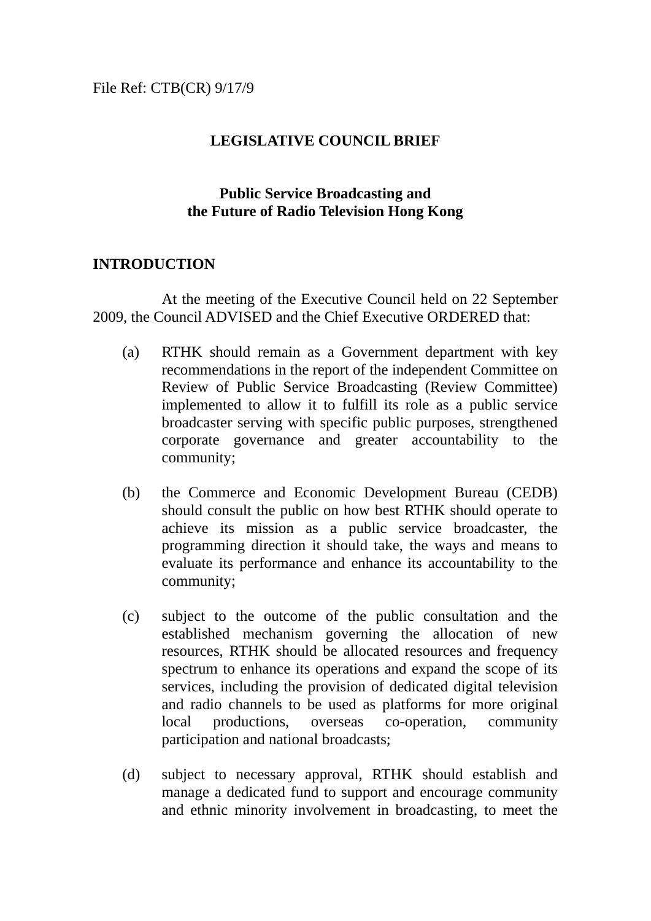File Ref: CTB(CR) 9/17/9

# LEGISLATIVE COUNCIL BRIEF

## Public Service Broadcasting and the Future of Radio Television Hong Kong

### INTRODUCTION

At the meeting of the Executive Council held on 22 September 2009, the Council ADVISED and the Chief Executive ORDERED that:

(a) RTHK should remain as a Government department with key recommendations in the report of the independent Committee on Review of Public Service Broadcasting (Review Committee) implemented to allow it to fulfill its role as a public service broadcaster serving with specific public purposes, strengthened corporate governance and greater accountability to the community;

(b) the Commerce and Economic Development Bureau (CEDB) should consult the public on how best RTHK should operate to achieve its mission as a public service broadcaster, the programming direction it should take, the ways and means to evaluate its performance and enhance its accountability to the community;

(c) subject to the outcome of the public consultation and the established mechanism governing the allocation of new resources, RTHK should be allocated resources and frequency spectrum to enhance its operations and expand the scope of its services, including the provision of dedicated digital television and radio channels to be used as platforms for more original local productions, overseas co-operation, community participation and national broadcasts;

(d) subject to necessary approval, RTHK should establish and manage a dedicated fund to support and encourage community and ethnic minority involvement in broadcasting, to meet the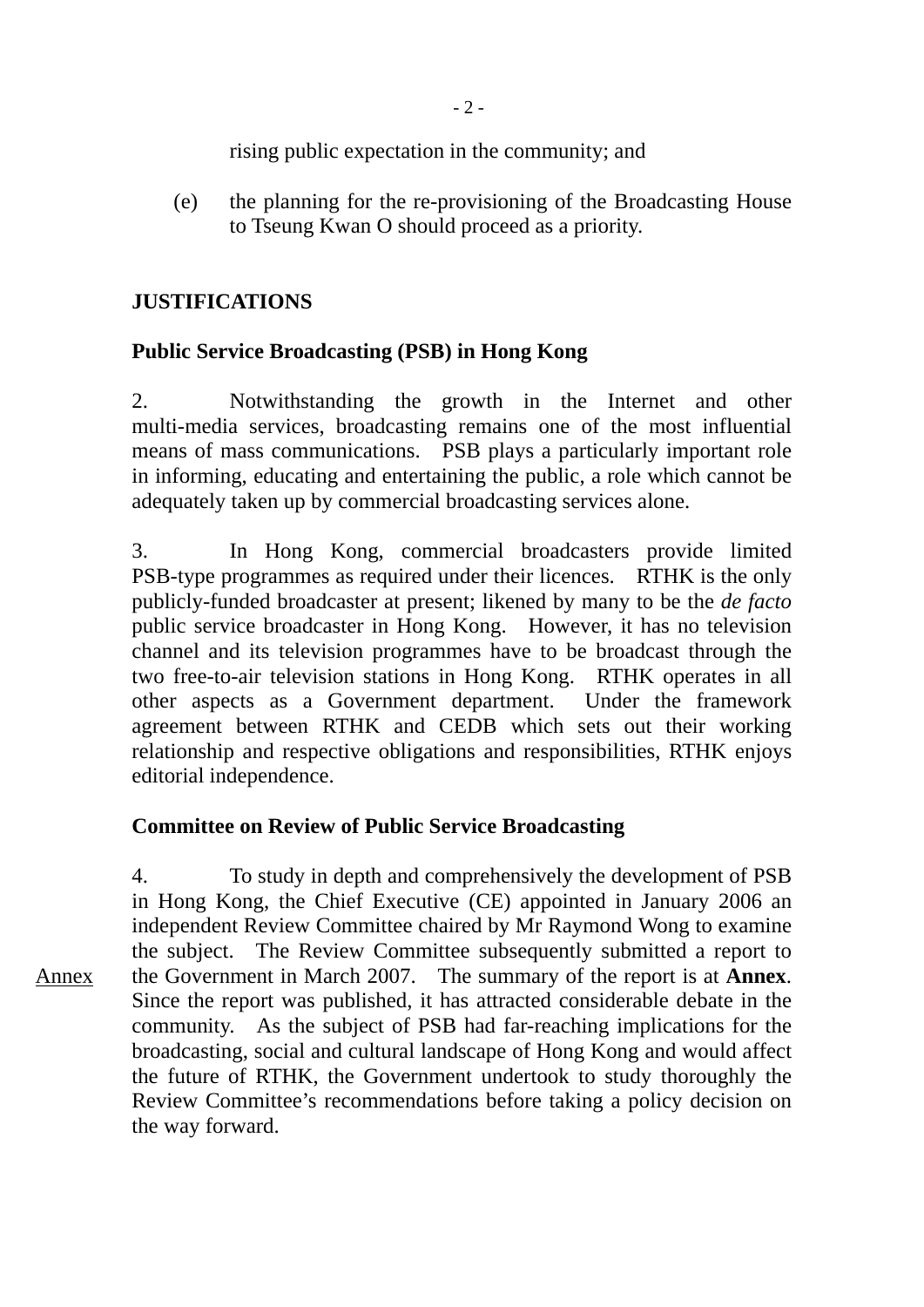rising public expectation in the community; and

(e) the planning for the re-provisioning of the Broadcasting House to Tseung Kwan O should proceed as a priority.

**JUSTIFICATIONS**

**Public Service Broadcasting (PSB) in Hong Kong**

2. Notwithstanding the growth in the Internet and other multi-media services, broadcasting remains one of the most influential means of mass communications. PSB plays a particularly important role in informing, educating and entertaining the public, a role which cannot be adequately taken up by commercial broadcasting services alone.

3. In Hong Kong, commercial broadcasters provide limited PSB-type programmes as required under their licences. RTHK is the only publicly-funded broadcaster at present; likened by many to be the *de facto* public service broadcaster in Hong Kong. However, it has no television channel and its television programmes have to be broadcast through the two free-to-air television stations in Hong Kong. RTHK operates in all other aspects as a Government department. Under the framework agreement between RTHK and CEDB which sets out their working relationship and respective obligations and responsibilities, RTHK enjoys editorial independence.

**Committee on Review of Public Service Broadcasting**

4. To study in depth and comprehensively the development of PSB in Hong Kong, the Chief Executive (CE) appointed in January 2006 an independent Review Committee chaired by Mr Raymond Wong to examine the subject. The Review Committee subsequently submitted a report to the Government in March 2007. The summary of the report is at **Annex**. Since the report was published, it has attracted considerable debate in the community. As the subject of PSB had far-reaching implications for the broadcasting, social and cultural landscape of Hong Kong and would affect the future of RTHK, the Government undertook to study thoroughly the Review Committee's recommendations before taking a policy decision on the way forward.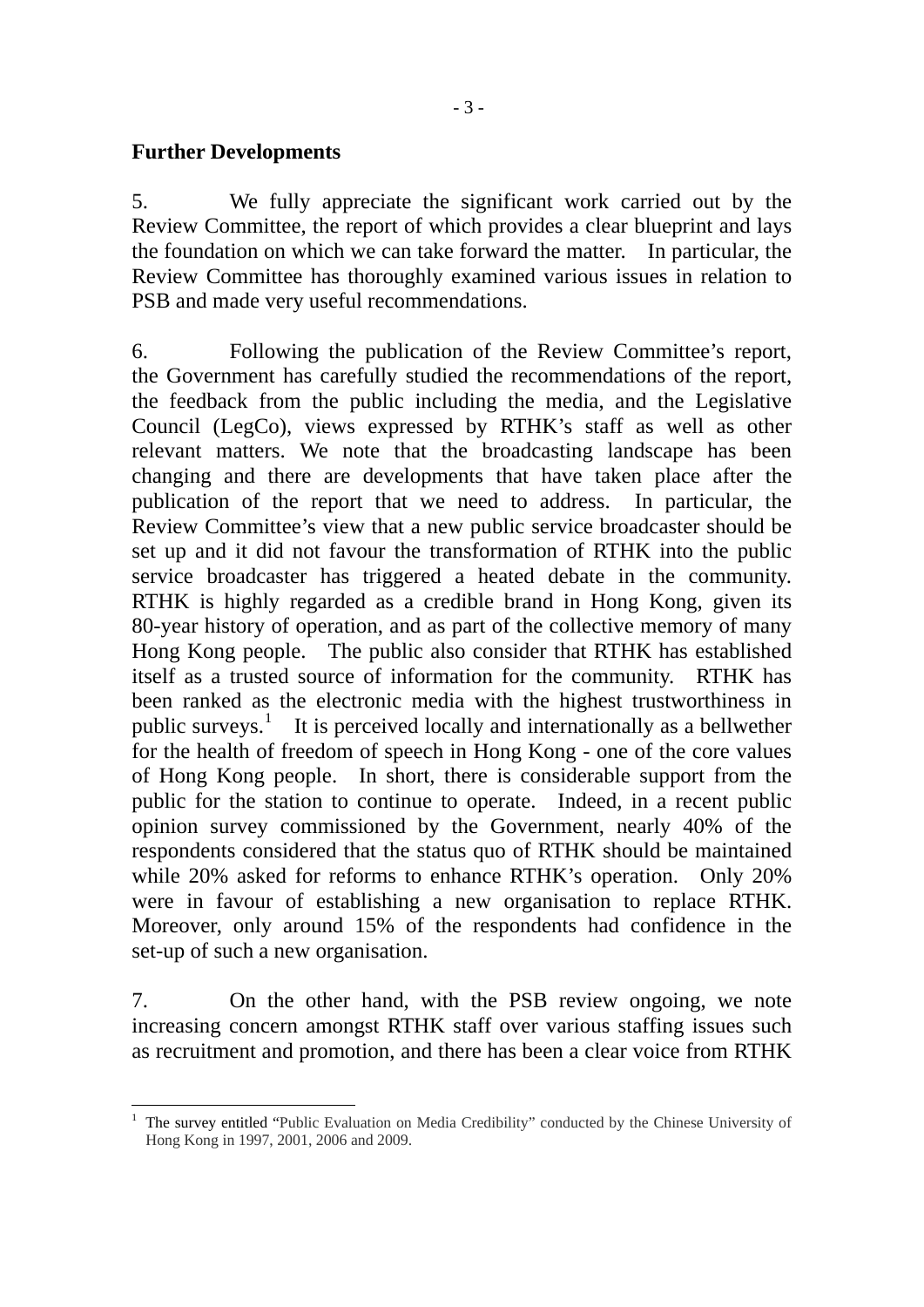**Further Developments**

5. We fully appreciate the significant work carried out by the Review Committee, the report of which provides a clear blueprint and lays the foundation on which we can take forward the matter. In particular, the Review Committee has thoroughly examined various issues in relation to PSB and made very useful recommendations.

6. Following the publication of the Review Committee's report, the Government has carefully studied the recommendations of the report, the feedback from the public including the media, and the Legislative Council (LegCo), views expressed by RTHK's staff as well as other relevant matters. We note that the broadcasting landscape has been changing and there are developments that have taken place after the publication of the report that we need to address. In particular, the Review Committee's view that a new public service broadcaster should be set up and it did not favour the transformation of RTHK into the public service broadcaster has triggered a heated debate in the community. RTHK is highly regarded as a credible brand in Hong Kong, given its 80-year history of operation, and as part of the collective memory of many Hong Kong people. The public also consider that RTHK has established itself as a trusted source of information for the community. RTHK has been ranked as the electronic media with the highest trustworthiness in public surveys.[1] It is perceived locally and internationally as a bellwether for the health of freedom of speech in Hong Kong - one of the core values of Hong Kong people. In short, there is considerable support from the public for the station to continue to operate. Indeed, in a recent public opinion survey commissioned by the Government, nearly 40% of the respondents considered that the status quo of RTHK should be maintained while 20% asked for reforms to enhance RTHK's operation. Only 20% were in favour of establishing a new organisation to replace RTHK. Moreover, only around 15% of the respondents had confidence in the set-up of such a new organisation.

7. On the other hand, with the PSB review ongoing, we note increasing concern amongst RTHK staff over various staffing issues such as recruitment and promotion, and there has been a clear voice from RTHK

---

[1] The survey entitled "Public Evaluation on Media Credibility" conducted by the Chinese University of Hong Kong in 1997, 2001, 2006 and 2009.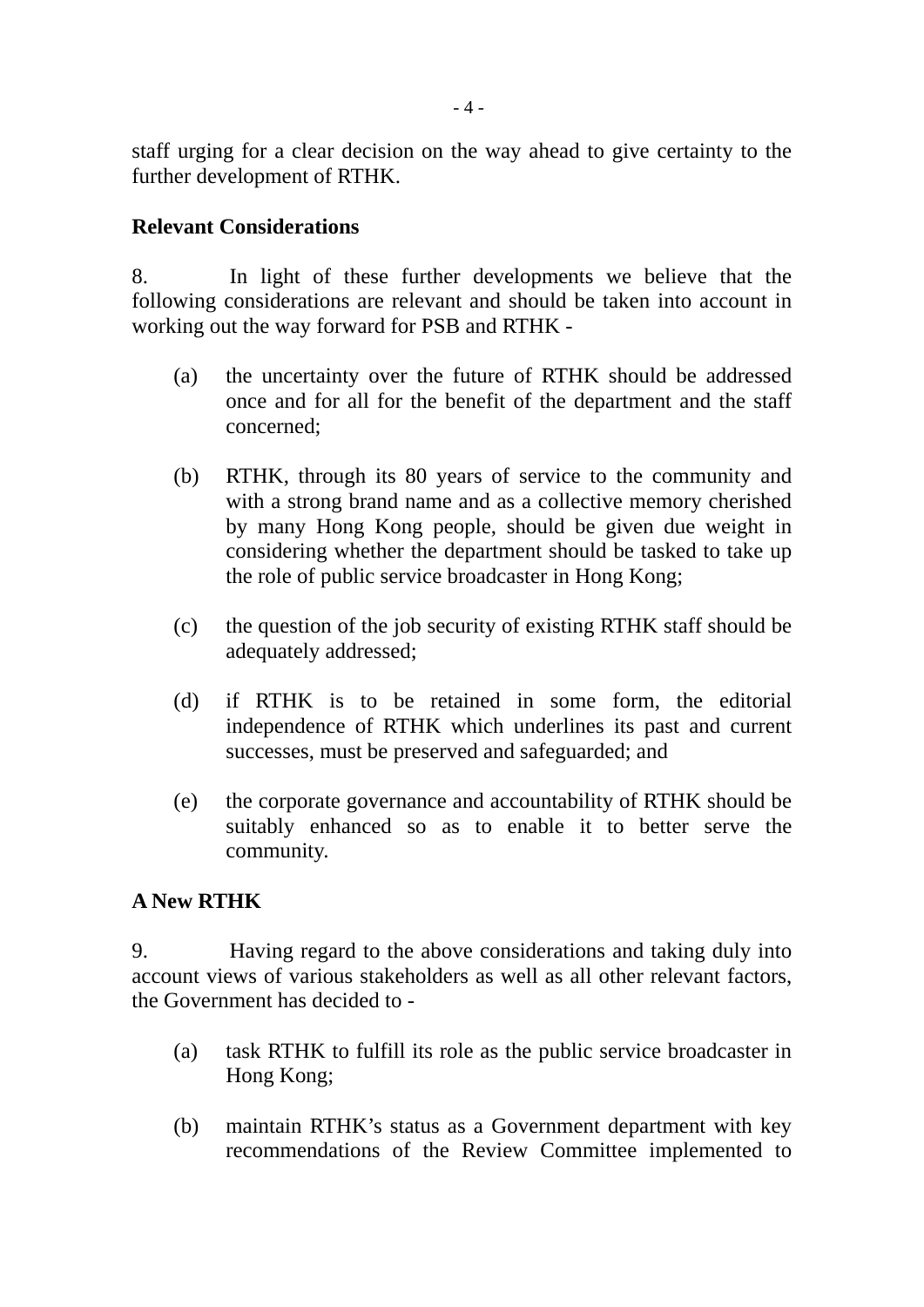staff urging for a clear decision on the way ahead to give certainty to the further development of RTHK.

**Relevant Considerations**

8. In light of these further developments we believe that the following considerations are relevant and should be taken into account in working out the way forward for PSB and RTHK -

(a) the uncertainty over the future of RTHK should be addressed once and for all for the benefit of the department and the staff concerned;

(b) RTHK, through its 80 years of service to the community and with a strong brand name and as a collective memory cherished by many Hong Kong people, should be given due weight in considering whether the department should be tasked to take up the role of public service broadcaster in Hong Kong;

(c) the question of the job security of existing RTHK staff should be adequately addressed;

(d) if RTHK is to be retained in some form, the editorial independence of RTHK which underlines its past and current successes, must be preserved and safeguarded; and

(e) the corporate governance and accountability of RTHK should be suitably enhanced so as to enable it to better serve the community.

**A New RTHK**

9. Having regard to the above considerations and taking duly into account views of various stakeholders as well as all other relevant factors, the Government has decided to -

(a) task RTHK to fulfill its role as the public service broadcaster in Hong Kong;

(b) maintain RTHK's status as a Government department with key recommendations of the Review Committee implemented to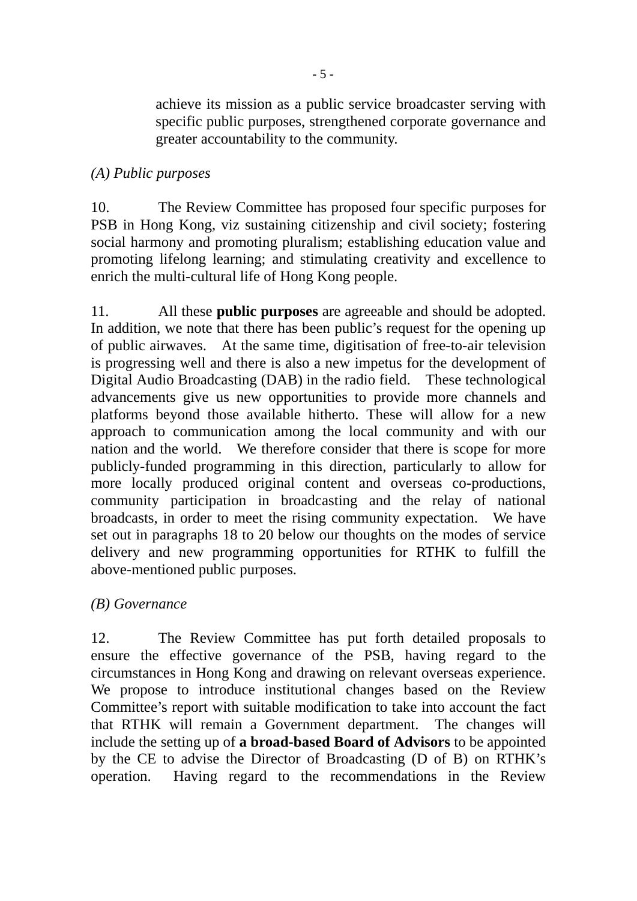achieve its mission as a public service broadcaster serving with specific public purposes, strengthened corporate governance and greater accountability to the community.

*(A) Public purposes*

10. The Review Committee has proposed four specific purposes for PSB in Hong Kong, viz sustaining citizenship and civil society; fostering social harmony and promoting pluralism; establishing education value and promoting lifelong learning; and stimulating creativity and excellence to enrich the multi-cultural life of Hong Kong people.

11. All these **public purposes** are agreeable and should be adopted. In addition, we note that there has been public's request for the opening up of public airwaves. At the same time, digitisation of free-to-air television is progressing well and there is also a new impetus for the development of Digital Audio Broadcasting (DAB) in the radio field. These technological advancements give us new opportunities to provide more channels and platforms beyond those available hitherto. These will allow for a new approach to communication among the local community and with our nation and the world. We therefore consider that there is scope for more publicly-funded programming in this direction, particularly to allow for more locally produced original content and overseas co-productions, community participation in broadcasting and the relay of national broadcasts, in order to meet the rising community expectation. We have set out in paragraphs 18 to 20 below our thoughts on the modes of service delivery and new programming opportunities for RTHK to fulfill the above-mentioned public purposes.

*(B) Governance*

12. The Review Committee has put forth detailed proposals to ensure the effective governance of the PSB, having regard to the circumstances in Hong Kong and drawing on relevant overseas experience. We propose to introduce institutional changes based on the Review Committee's report with suitable modification to take into account the fact that RTHK will remain a Government department. The changes will include the setting up of **a broad-based Board of Advisors** to be appointed by the CE to advise the Director of Broadcasting (D of B) on RTHK's operation. Having regard to the recommendations in the Review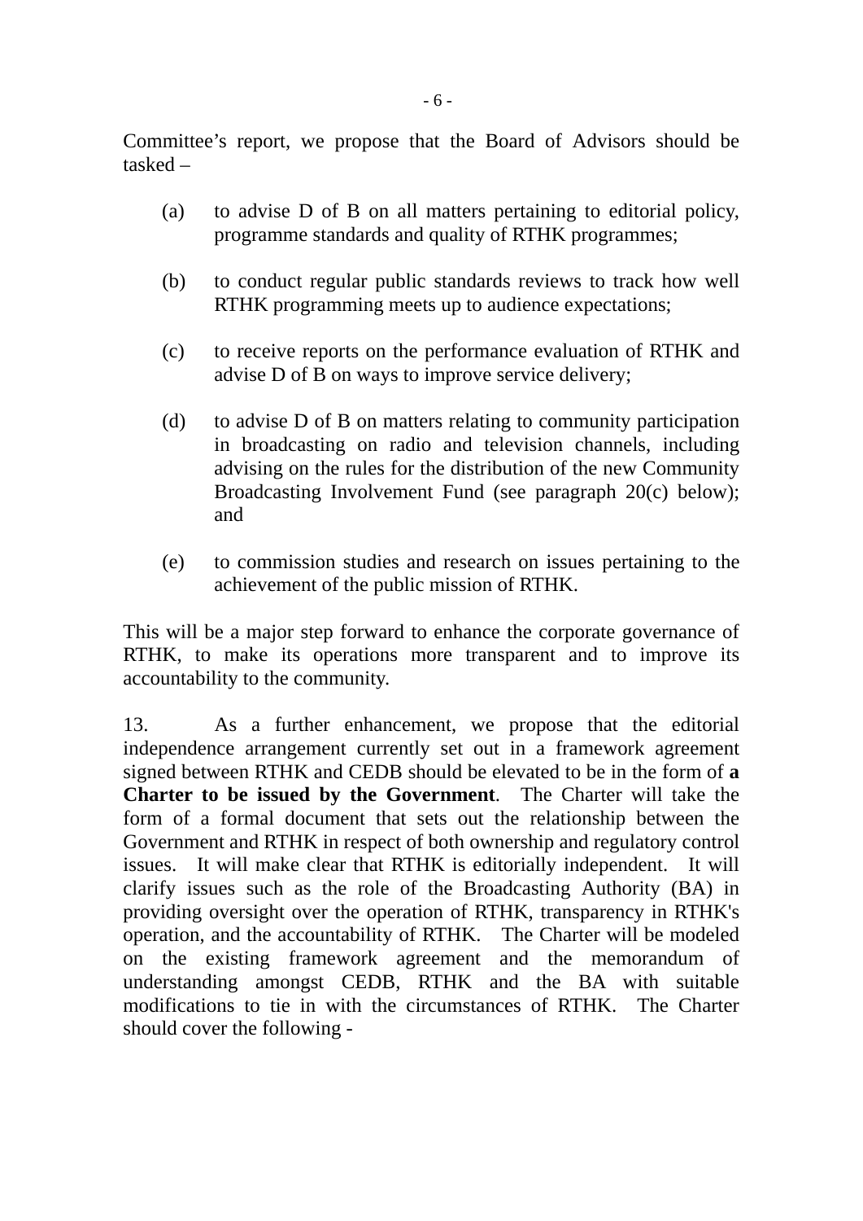Committee's report, we propose that the Board of Advisors should be tasked –

(a) to advise D of B on all matters pertaining to editorial policy, programme standards and quality of RTHK programmes;

(b) to conduct regular public standards reviews to track how well RTHK programming meets up to audience expectations;

(c) to receive reports on the performance evaluation of RTHK and advise D of B on ways to improve service delivery;

(d) to advise D of B on matters relating to community participation in broadcasting on radio and television channels, including advising on the rules for the distribution of the new Community Broadcasting Involvement Fund (see paragraph 20(c) below); and

(e) to commission studies and research on issues pertaining to the achievement of the public mission of RTHK.

This will be a major step forward to enhance the corporate governance of RTHK, to make its operations more transparent and to improve its accountability to the community.

13. As a further enhancement, we propose that the editorial independence arrangement currently set out in a framework agreement signed between RTHK and CEDB should be elevated to be in the form of **a Charter to be issued by the Government**. The Charter will take the form of a formal document that sets out the relationship between the Government and RTHK in respect of both ownership and regulatory control issues. It will make clear that RTHK is editorially independent. It will clarify issues such as the role of the Broadcasting Authority (BA) in providing oversight over the operation of RTHK, transparency in RTHK's operation, and the accountability of RTHK. The Charter will be modeled on the existing framework agreement and the memorandum of understanding amongst CEDB, RTHK and the BA with suitable modifications to tie in with the circumstances of RTHK. The Charter should cover the following -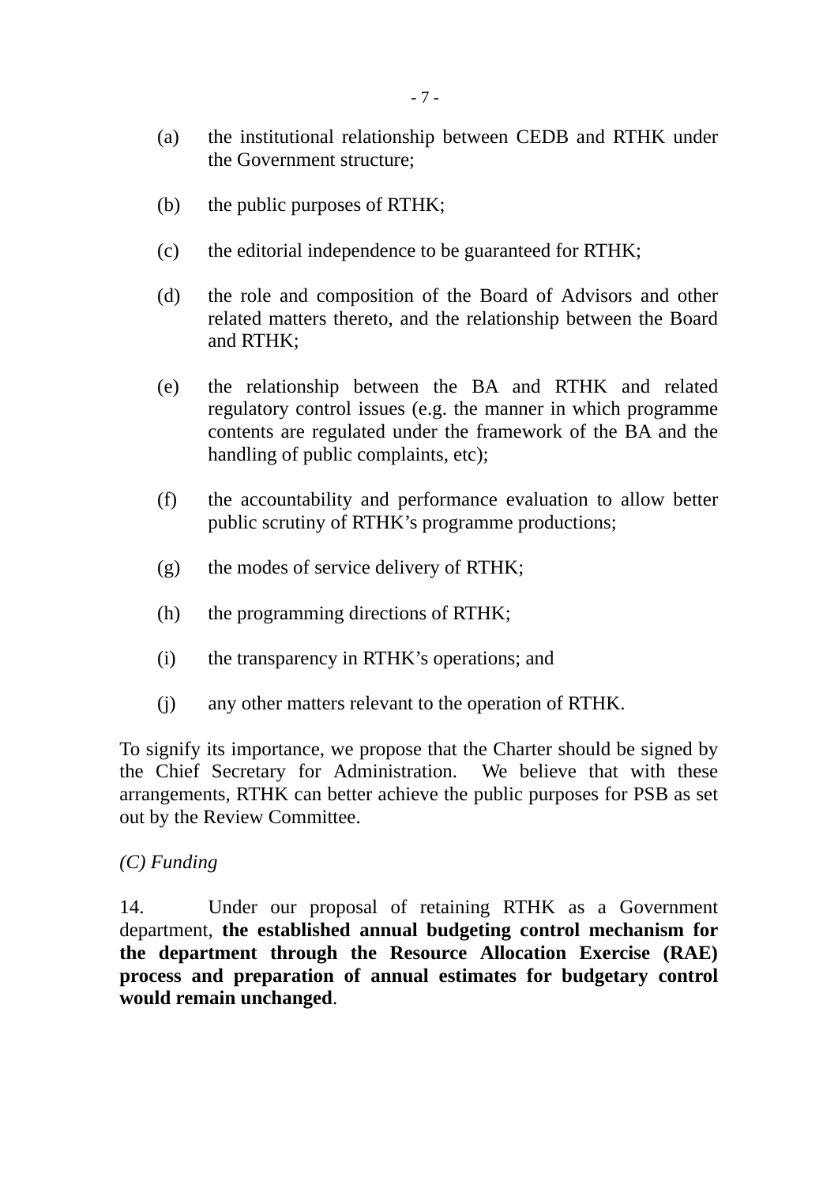(a) the institutional relationship between CEDB and RTHK under the Government structure;

(b) the public purposes of RTHK;

(c) the editorial independence to be guaranteed for RTHK;

(d) the role and composition of the Board of Advisors and other related matters thereto, and the relationship between the Board and RTHK;

(e) the relationship between the BA and RTHK and related regulatory control issues (e.g. the manner in which programme contents are regulated under the framework of the BA and the handling of public complaints, etc);

(f) the accountability and performance evaluation to allow better public scrutiny of RTHK's programme productions;

(g) the modes of service delivery of RTHK;

(h) the programming directions of RTHK;

(i) the transparency in RTHK's operations; and

(j) any other matters relevant to the operation of RTHK.

To signify its importance, we propose that the Charter should be signed by the Chief Secretary for Administration. We believe that with these arrangements, RTHK can better achieve the public purposes for PSB as set out by the Review Committee.

*(C) Funding*

14. Under our proposal of retaining RTHK as a Government department, **the established annual budgeting control mechanism for the department through the Resource Allocation Exercise (RAE) process and preparation of annual estimates for budgetary control would remain unchanged**.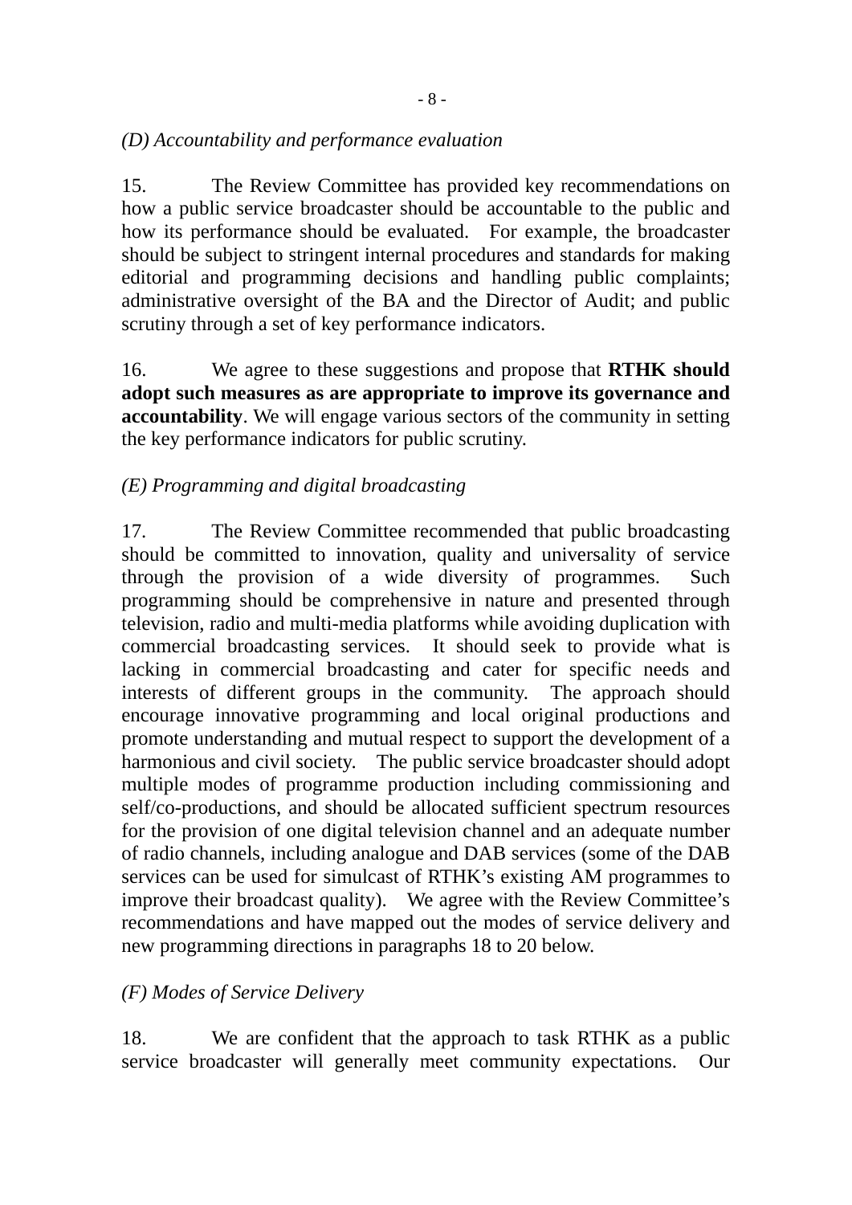*(D) Accountability and performance evaluation*

15. The Review Committee has provided key recommendations on how a public service broadcaster should be accountable to the public and how its performance should be evaluated. For example, the broadcaster should be subject to stringent internal procedures and standards for making editorial and programming decisions and handling public complaints; administrative oversight of the BA and the Director of Audit; and public scrutiny through a set of key performance indicators.

16. We agree to these suggestions and propose that **RTHK should adopt such measures as are appropriate to improve its governance and accountability**. We will engage various sectors of the community in setting the key performance indicators for public scrutiny.

*(E) Programming and digital broadcasting*

17. The Review Committee recommended that public broadcasting should be committed to innovation, quality and universality of service through the provision of a wide diversity of programmes. Such programming should be comprehensive in nature and presented through television, radio and multi-media platforms while avoiding duplication with commercial broadcasting services. It should seek to provide what is lacking in commercial broadcasting and cater for specific needs and interests of different groups in the community. The approach should encourage innovative programming and local original productions and promote understanding and mutual respect to support the development of a harmonious and civil society. The public service broadcaster should adopt multiple modes of programme production including commissioning and self/co-productions, and should be allocated sufficient spectrum resources for the provision of one digital television channel and an adequate number of radio channels, including analogue and DAB services (some of the DAB services can be used for simulcast of RTHK's existing AM programmes to improve their broadcast quality). We agree with the Review Committee's recommendations and have mapped out the modes of service delivery and new programming directions in paragraphs 18 to 20 below.

*(F) Modes of Service Delivery*

18. We are confident that the approach to task RTHK as a public service broadcaster will generally meet community expectations. Our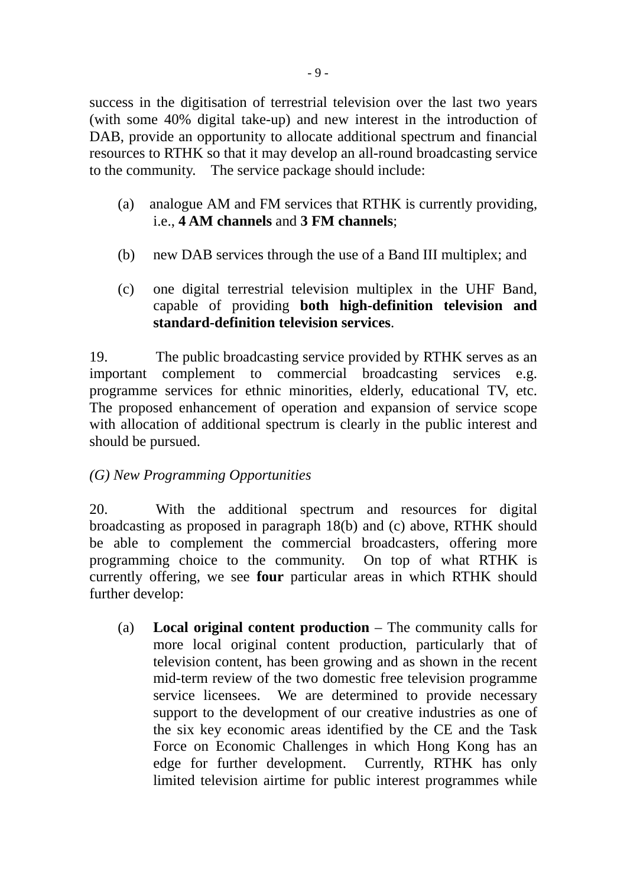success in the digitisation of terrestrial television over the last two years (with some 40% digital take-up) and new interest in the introduction of DAB, provide an opportunity to allocate additional spectrum and financial resources to RTHK so that it may develop an all-round broadcasting service to the community. The service package should include:

(a) analogue AM and FM services that RTHK is currently providing, i.e., **4 AM channels** and **3 FM channels**;

(b) new DAB services through the use of a Band III multiplex; and

(c) one digital terrestrial television multiplex in the UHF Band, capable of providing **both high-definition television and standard-definition television services**.

19. The public broadcasting service provided by RTHK serves as an important complement to commercial broadcasting services e.g. programme services for ethnic minorities, elderly, educational TV, etc. The proposed enhancement of operation and expansion of service scope with allocation of additional spectrum is clearly in the public interest and should be pursued.

*(G) New Programming Opportunities*

20. With the additional spectrum and resources for digital broadcasting as proposed in paragraph 18(b) and (c) above, RTHK should be able to complement the commercial broadcasters, offering more programming choice to the community. On top of what RTHK is currently offering, we see **four** particular areas in which RTHK should further develop:

(a) **Local original content production** – The community calls for more local original content production, particularly that of television content, has been growing and as shown in the recent mid-term review of the two domestic free television programme service licensees. We are determined to provide necessary support to the development of our creative industries as one of the six key economic areas identified by the CE and the Task Force on Economic Challenges in which Hong Kong has an edge for further development. Currently, RTHK has only limited television airtime for public interest programmes while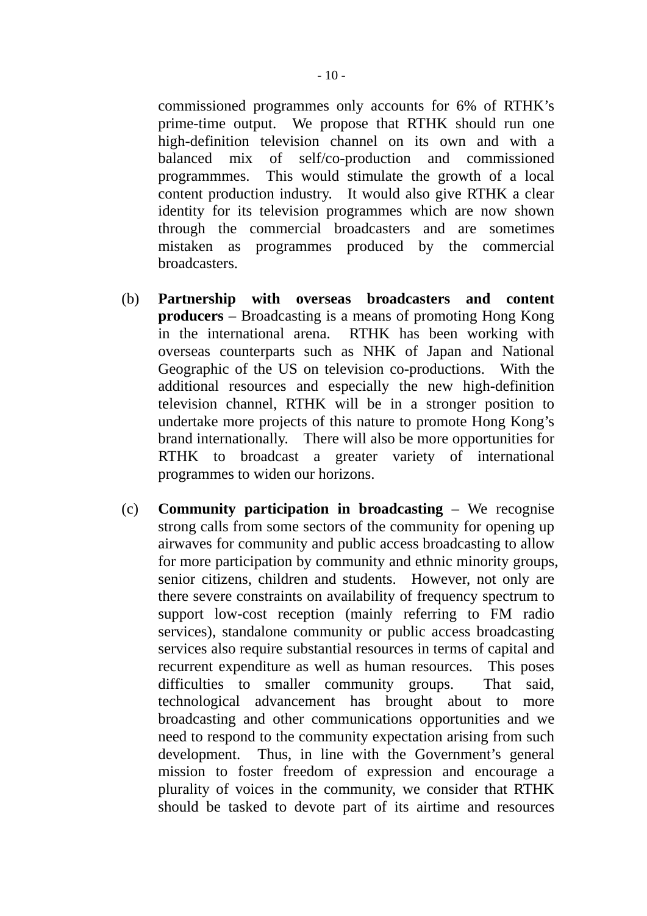commissioned programmes only accounts for 6% of RTHK's prime-time output. We propose that RTHK should run one high-definition television channel on its own and with a balanced mix of self/co-production and commissioned programmmes. This would stimulate the growth of a local content production industry. It would also give RTHK a clear identity for its television programmes which are now shown through the commercial broadcasters and are sometimes mistaken as programmes produced by the commercial broadcasters.

(b) **Partnership with overseas broadcasters and content producers** – Broadcasting is a means of promoting Hong Kong in the international arena. RTHK has been working with overseas counterparts such as NHK of Japan and National Geographic of the US on television co-productions. With the additional resources and especially the new high-definition television channel, RTHK will be in a stronger position to undertake more projects of this nature to promote Hong Kong's brand internationally. There will also be more opportunities for RTHK to broadcast a greater variety of international programmes to widen our horizons.

(c) **Community participation in broadcasting** – We recognise strong calls from some sectors of the community for opening up airwaves for community and public access broadcasting to allow for more participation by community and ethnic minority groups, senior citizens, children and students. However, not only are there severe constraints on availability of frequency spectrum to support low-cost reception (mainly referring to FM radio services), standalone community or public access broadcasting services also require substantial resources in terms of capital and recurrent expenditure as well as human resources. This poses difficulties to smaller community groups. That said, technological advancement has brought about to more broadcasting and other communications opportunities and we need to respond to the community expectation arising from such development. Thus, in line with the Government's general mission to foster freedom of expression and encourage a plurality of voices in the community, we consider that RTHK should be tasked to devote part of its airtime and resources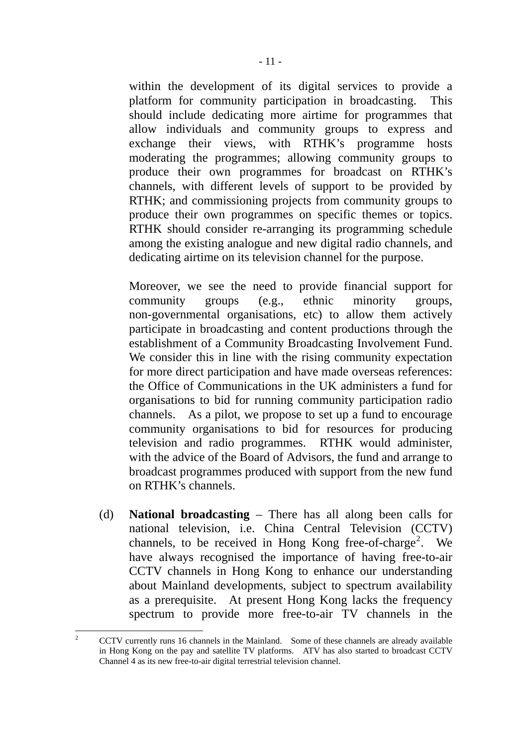within the development of its digital services to provide a platform for community participation in broadcasting. This should include dedicating more airtime for programmes that allow individuals and community groups to express and exchange their views, with RTHK's programme hosts moderating the programmes; allowing community groups to produce their own programmes for broadcast on RTHK's channels, with different levels of support to be provided by RTHK; and commissioning projects from community groups to produce their own programmes on specific themes or topics. RTHK should consider re-arranging its programming schedule among the existing analogue and new digital radio channels, and dedicating airtime on its television channel for the purpose.

Moreover, we see the need to provide financial support for community groups (e.g., ethnic minority groups, non-governmental organisations, etc) to allow them actively participate in broadcasting and content productions through the establishment of a Community Broadcasting Involvement Fund. We consider this in line with the rising community expectation for more direct participation and have made overseas references: the Office of Communications in the UK administers a fund for organisations to bid for running community participation radio channels. As a pilot, we propose to set up a fund to encourage community organisations to bid for resources for producing television and radio programmes. RTHK would administer, with the advice of the Board of Advisors, the fund and arrange to broadcast programmes produced with support from the new fund on RTHK's channels.

(d) **National broadcasting** – There has all along been calls for national television, i.e. China Central Television (CCTV) channels, to be received in Hong Kong free-of-charge[2]. We have always recognised the importance of having free-to-air CCTV channels in Hong Kong to enhance our understanding about Mainland developments, subject to spectrum availability as a prerequisite. At present Hong Kong lacks the frequency spectrum to provide more free-to-air TV channels in the

---

[2] CCTV currently runs 16 channels in the Mainland. Some of these channels are already available in Hong Kong on the pay and satellite TV platforms. ATV has also started to broadcast CCTV Channel 4 as its new free-to-air digital terrestrial television channel.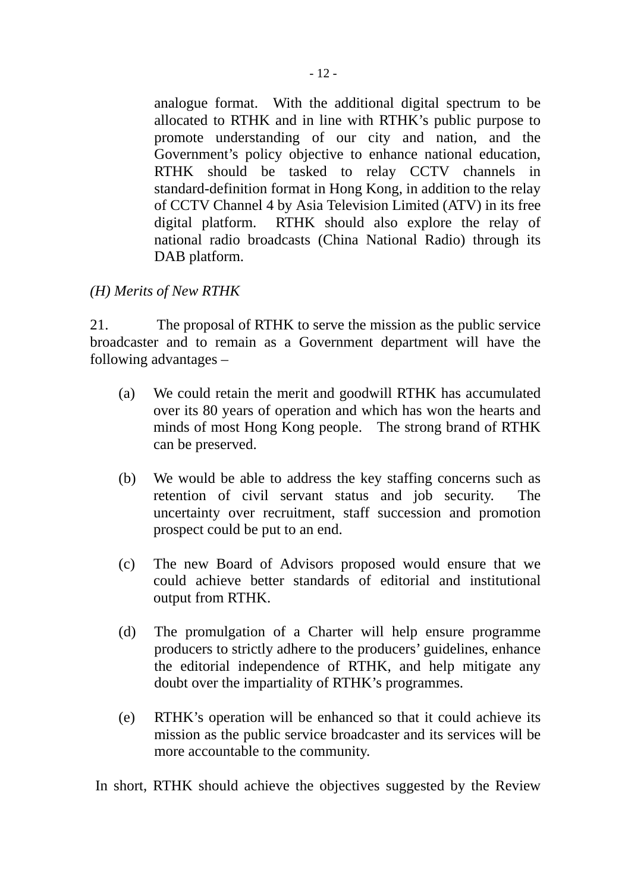analogue format. With the additional digital spectrum to be allocated to RTHK and in line with RTHK's public purpose to promote understanding of our city and nation, and the Government's policy objective to enhance national education, RTHK should be tasked to relay CCTV channels in standard-definition format in Hong Kong, in addition to the relay of CCTV Channel 4 by Asia Television Limited (ATV) in its free digital platform. RTHK should also explore the relay of national radio broadcasts (China National Radio) through its DAB platform.

*(H) Merits of New RTHK*

21. The proposal of RTHK to serve the mission as the public service broadcaster and to remain as a Government department will have the following advantages –

(a) We could retain the merit and goodwill RTHK has accumulated over its 80 years of operation and which has won the hearts and minds of most Hong Kong people. The strong brand of RTHK can be preserved.

(b) We would be able to address the key staffing concerns such as retention of civil servant status and job security. The uncertainty over recruitment, staff succession and promotion prospect could be put to an end.

(c) The new Board of Advisors proposed would ensure that we could achieve better standards of editorial and institutional output from RTHK.

(d) The promulgation of a Charter will help ensure programme producers to strictly adhere to the producers' guidelines, enhance the editorial independence of RTHK, and help mitigate any doubt over the impartiality of RTHK's programmes.

(e) RTHK's operation will be enhanced so that it could achieve its mission as the public service broadcaster and its services will be more accountable to the community.

In short, RTHK should achieve the objectives suggested by the Review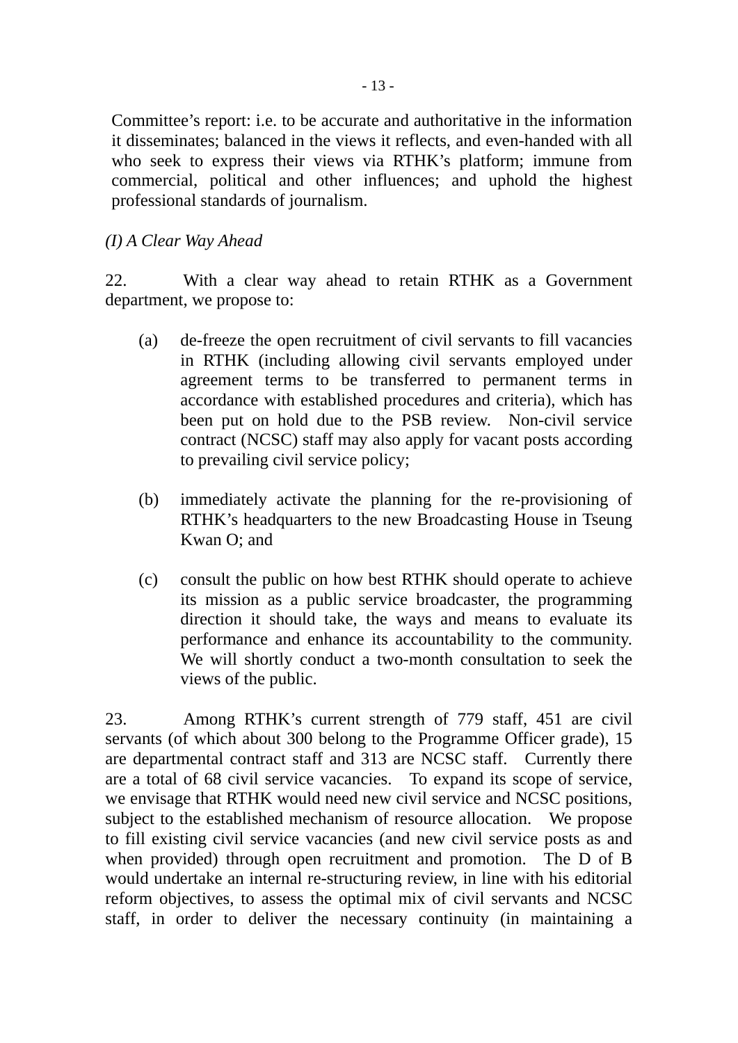Committee's report: i.e. to be accurate and authoritative in the information it disseminates; balanced in the views it reflects, and even-handed with all who seek to express their views via RTHK's platform; immune from commercial, political and other influences; and uphold the highest professional standards of journalism.

*(I) A Clear Way Ahead*

22. With a clear way ahead to retain RTHK as a Government department, we propose to:

(a) de-freeze the open recruitment of civil servants to fill vacancies in RTHK (including allowing civil servants employed under agreement terms to be transferred to permanent terms in accordance with established procedures and criteria), which has been put on hold due to the PSB review. Non-civil service contract (NCSC) staff may also apply for vacant posts according to prevailing civil service policy;

(b) immediately activate the planning for the re-provisioning of RTHK's headquarters to the new Broadcasting House in Tseung Kwan O; and

(c) consult the public on how best RTHK should operate to achieve its mission as a public service broadcaster, the programming direction it should take, the ways and means to evaluate its performance and enhance its accountability to the community. We will shortly conduct a two-month consultation to seek the views of the public.

23. Among RTHK's current strength of 779 staff, 451 are civil servants (of which about 300 belong to the Programme Officer grade), 15 are departmental contract staff and 313 are NCSC staff. Currently there are a total of 68 civil service vacancies. To expand its scope of service, we envisage that RTHK would need new civil service and NCSC positions, subject to the established mechanism of resource allocation. We propose to fill existing civil service vacancies (and new civil service posts as and when provided) through open recruitment and promotion. The D of B would undertake an internal re-structuring review, in line with his editorial reform objectives, to assess the optimal mix of civil servants and NCSC staff, in order to deliver the necessary continuity (in maintaining a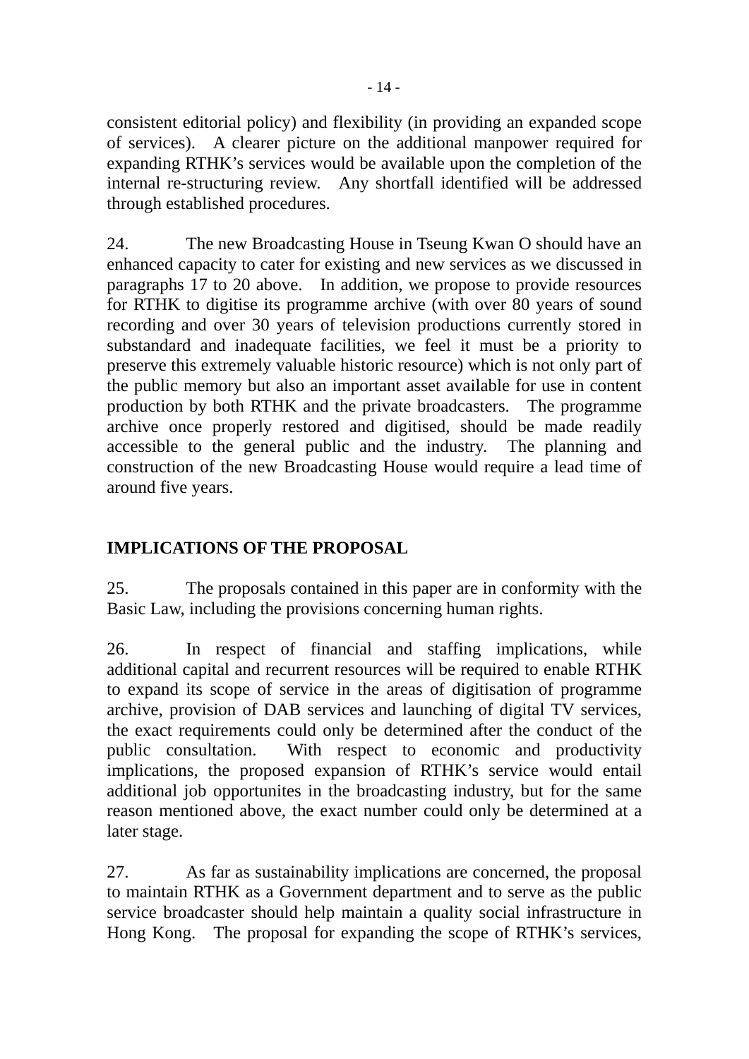consistent editorial policy) and flexibility (in providing an expanded scope of services). A clearer picture on the additional manpower required for expanding RTHK's services would be available upon the completion of the internal re-structuring review. Any shortfall identified will be addressed through established procedures.

24. The new Broadcasting House in Tseung Kwan O should have an enhanced capacity to cater for existing and new services as we discussed in paragraphs 17 to 20 above. In addition, we propose to provide resources for RTHK to digitise its programme archive (with over 80 years of sound recording and over 30 years of television productions currently stored in substandard and inadequate facilities, we feel it must be a priority to preserve this extremely valuable historic resource) which is not only part of the public memory but also an important asset available for use in content production by both RTHK and the private broadcasters. The programme archive once properly restored and digitised, should be made readily accessible to the general public and the industry. The planning and construction of the new Broadcasting House would require a lead time of around five years.

## IMPLICATIONS OF THE PROPOSAL

25. The proposals contained in this paper are in conformity with the Basic Law, including the provisions concerning human rights.

26. In respect of financial and staffing implications, while additional capital and recurrent resources will be required to enable RTHK to expand its scope of service in the areas of digitisation of programme archive, provision of DAB services and launching of digital TV services, the exact requirements could only be determined after the conduct of the public consultation. With respect to economic and productivity implications, the proposed expansion of RTHK's service would entail additional job opportunites in the broadcasting industry, but for the same reason mentioned above, the exact number could only be determined at a later stage.

27. As far as sustainability implications are concerned, the proposal to maintain RTHK as a Government department and to serve as the public service broadcaster should help maintain a quality social infrastructure in Hong Kong. The proposal for expanding the scope of RTHK's services,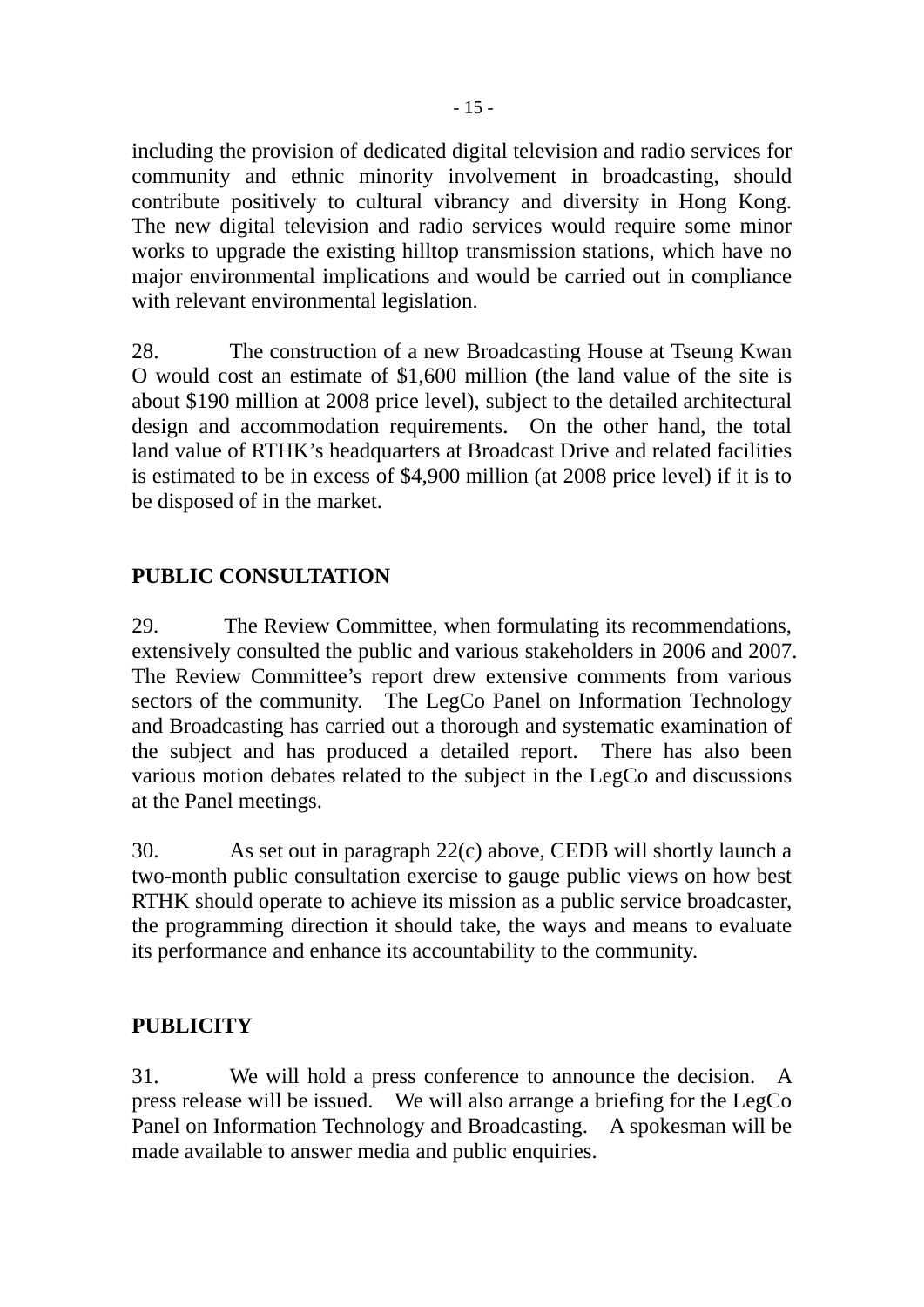including the provision of dedicated digital television and radio services for community and ethnic minority involvement in broadcasting, should contribute positively to cultural vibrancy and diversity in Hong Kong. The new digital television and radio services would require some minor works to upgrade the existing hilltop transmission stations, which have no major environmental implications and would be carried out in compliance with relevant environmental legislation.

28. The construction of a new Broadcasting House at Tseung Kwan O would cost an estimate of $1,600 million (the land value of the site is about $190 million at 2008 price level), subject to the detailed architectural design and accommodation requirements. On the other hand, the total land value of RTHK's headquarters at Broadcast Drive and related facilities is estimated to be in excess of $4,900 million (at 2008 price level) if it is to be disposed of in the market.

## PUBLIC CONSULTATION

29. The Review Committee, when formulating its recommendations, extensively consulted the public and various stakeholders in 2006 and 2007. The Review Committee's report drew extensive comments from various sectors of the community. The LegCo Panel on Information Technology and Broadcasting has carried out a thorough and systematic examination of the subject and has produced a detailed report. There has also been various motion debates related to the subject in the LegCo and discussions at the Panel meetings.

30. As set out in paragraph 22(c) above, CEDB will shortly launch a two-month public consultation exercise to gauge public views on how best RTHK should operate to achieve its mission as a public service broadcaster, the programming direction it should take, the ways and means to evaluate its performance and enhance its accountability to the community.

## PUBLICITY

31. We will hold a press conference to announce the decision. A press release will be issued. We will also arrange a briefing for the LegCo Panel on Information Technology and Broadcasting. A spokesman will be made available to answer media and public enquiries.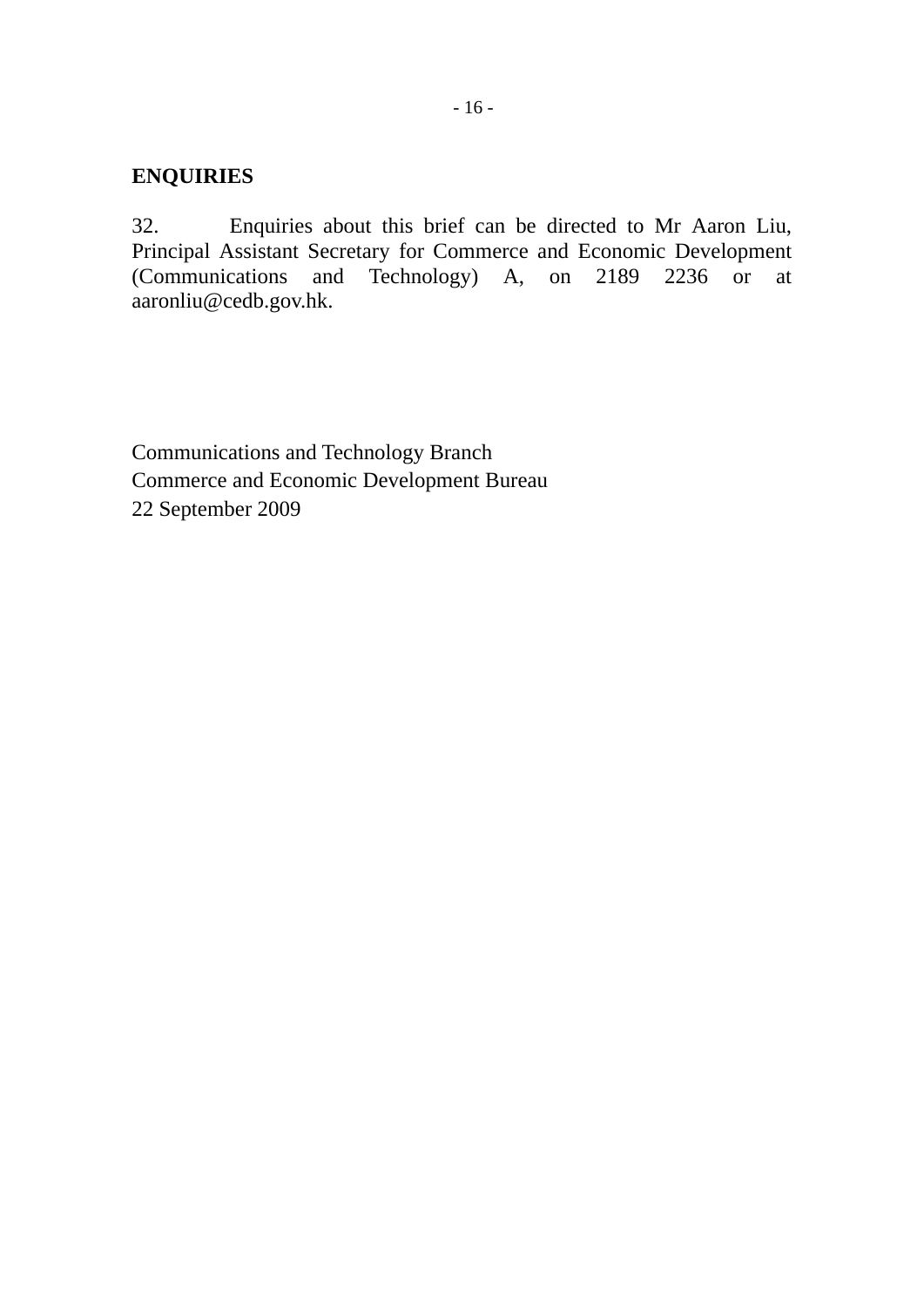## ENQUIRIES

32. Enquiries about this brief can be directed to Mr Aaron Liu, Principal Assistant Secretary for Commerce and Economic Development (Communications and Technology) A, on 2189 2236 or at aaronliu@cedb.gov.hk.

Communications and Technology Branch
Commerce and Economic Development Bureau
22 September 2009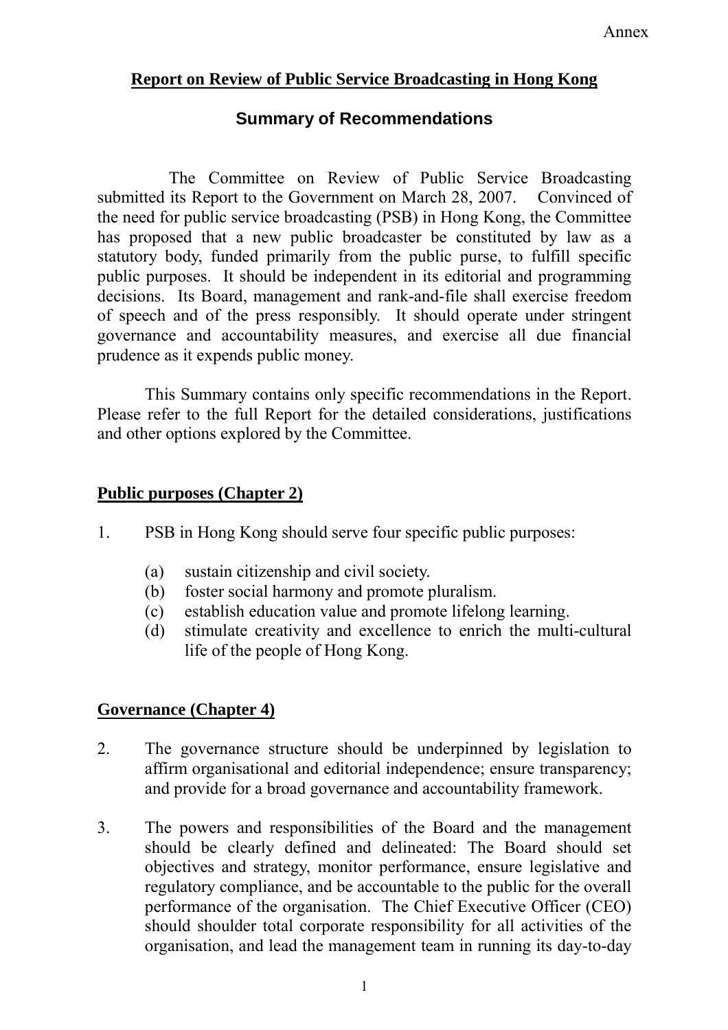Annex

# Report on Review of Public Service Broadcasting in Hong Kong

## Summary of Recommendations

The Committee on Review of Public Service Broadcasting submitted its Report to the Government on March 28, 2007. Convinced of the need for public service broadcasting (PSB) in Hong Kong, the Committee has proposed that a new public broadcaster be constituted by law as a statutory body, funded primarily from the public purse, to fulfill specific public purposes. It should be independent in its editorial and programming decisions. Its Board, management and rank-and-file shall exercise freedom of speech and of the press responsibly. It should operate under stringent governance and accountability measures, and exercise all due financial prudence as it expends public money.

This Summary contains only specific recommendations in the Report. Please refer to the full Report for the detailed considerations, justifications and other options explored by the Committee.

### Public purposes (Chapter 2)

1. PSB in Hong Kong should serve four specific public purposes:

   (a) sustain citizenship and civil society.
   (b) foster social harmony and promote pluralism.
   (c) establish education value and promote lifelong learning.
   (d) stimulate creativity and excellence to enrich the multi-cultural life of the people of Hong Kong.

### Governance (Chapter 4)

2. The governance structure should be underpinned by legislation to affirm organisational and editorial independence; ensure transparency; and provide for a broad governance and accountability framework.

3. The powers and responsibilities of the Board and the management should be clearly defined and delineated: The Board should set objectives and strategy, monitor performance, ensure legislative and regulatory compliance, and be accountable to the public for the overall performance of the organisation. The Chief Executive Officer (CEO) should shoulder total corporate responsibility for all activities of the organisation, and lead the management team in running its day-to-day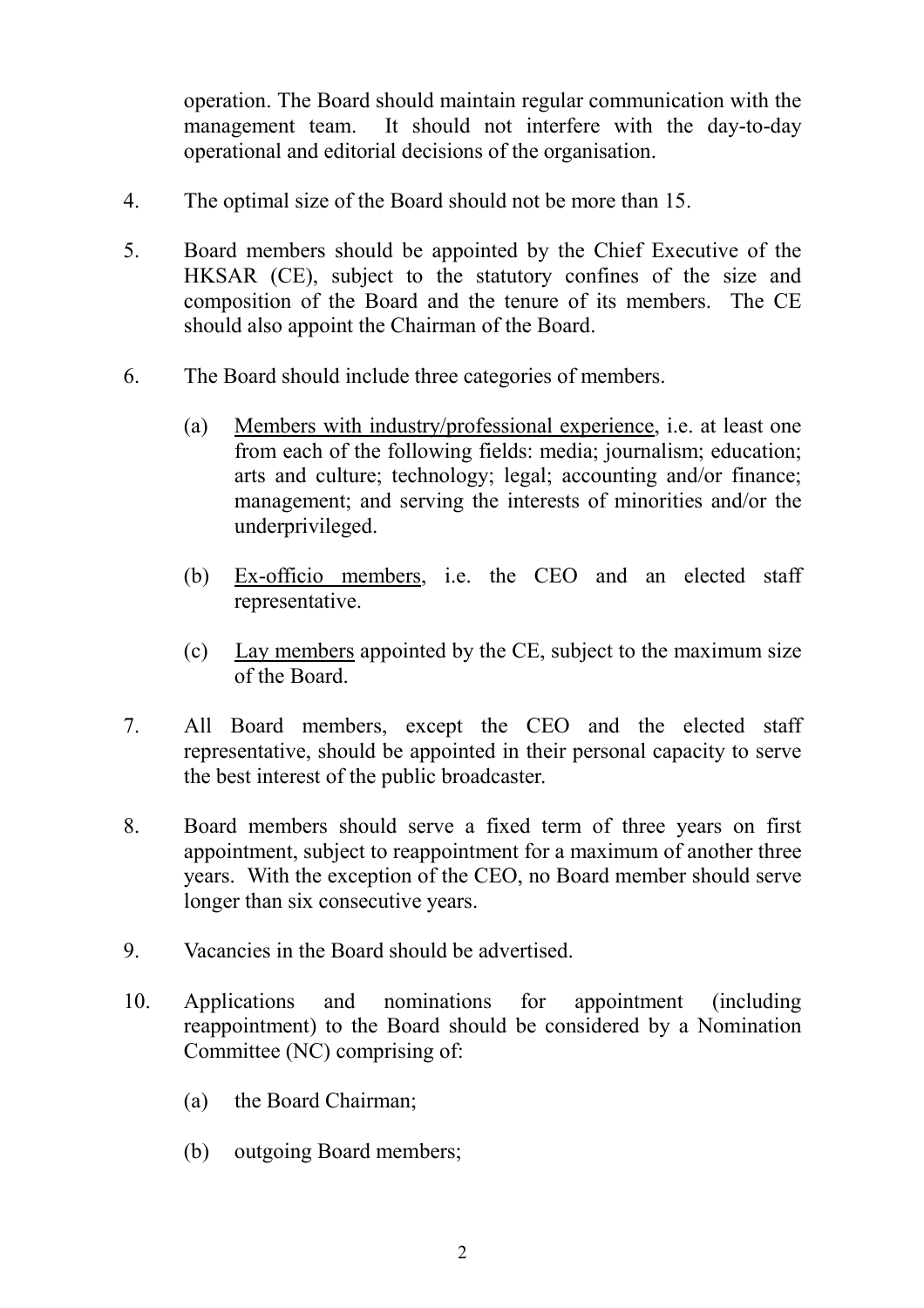operation. The Board should maintain regular communication with the management team. It should not interfere with the day-to-day operational and editorial decisions of the organisation.

4. The optimal size of the Board should not be more than 15.

5. Board members should be appointed by the Chief Executive of the HKSAR (CE), subject to the statutory confines of the size and composition of the Board and the tenure of its members. The CE should also appoint the Chairman of the Board.

6. The Board should include three categories of members.

   (a) Members with industry/professional experience, i.e. at least one from each of the following fields: media; journalism; education; arts and culture; technology; legal; accounting and/or finance; management; and serving the interests of minorities and/or the underprivileged.

   (b) Ex-officio members, i.e. the CEO and an elected staff representative.

   (c) Lay members appointed by the CE, subject to the maximum size of the Board.

7. All Board members, except the CEO and the elected staff representative, should be appointed in their personal capacity to serve the best interest of the public broadcaster.

8. Board members should serve a fixed term of three years on first appointment, subject to reappointment for a maximum of another three years. With the exception of the CEO, no Board member should serve longer than six consecutive years.

9. Vacancies in the Board should be advertised.

10. Applications and nominations for appointment (including reappointment) to the Board should be considered by a Nomination Committee (NC) comprising of:

    (a) the Board Chairman;

    (b) outgoing Board members;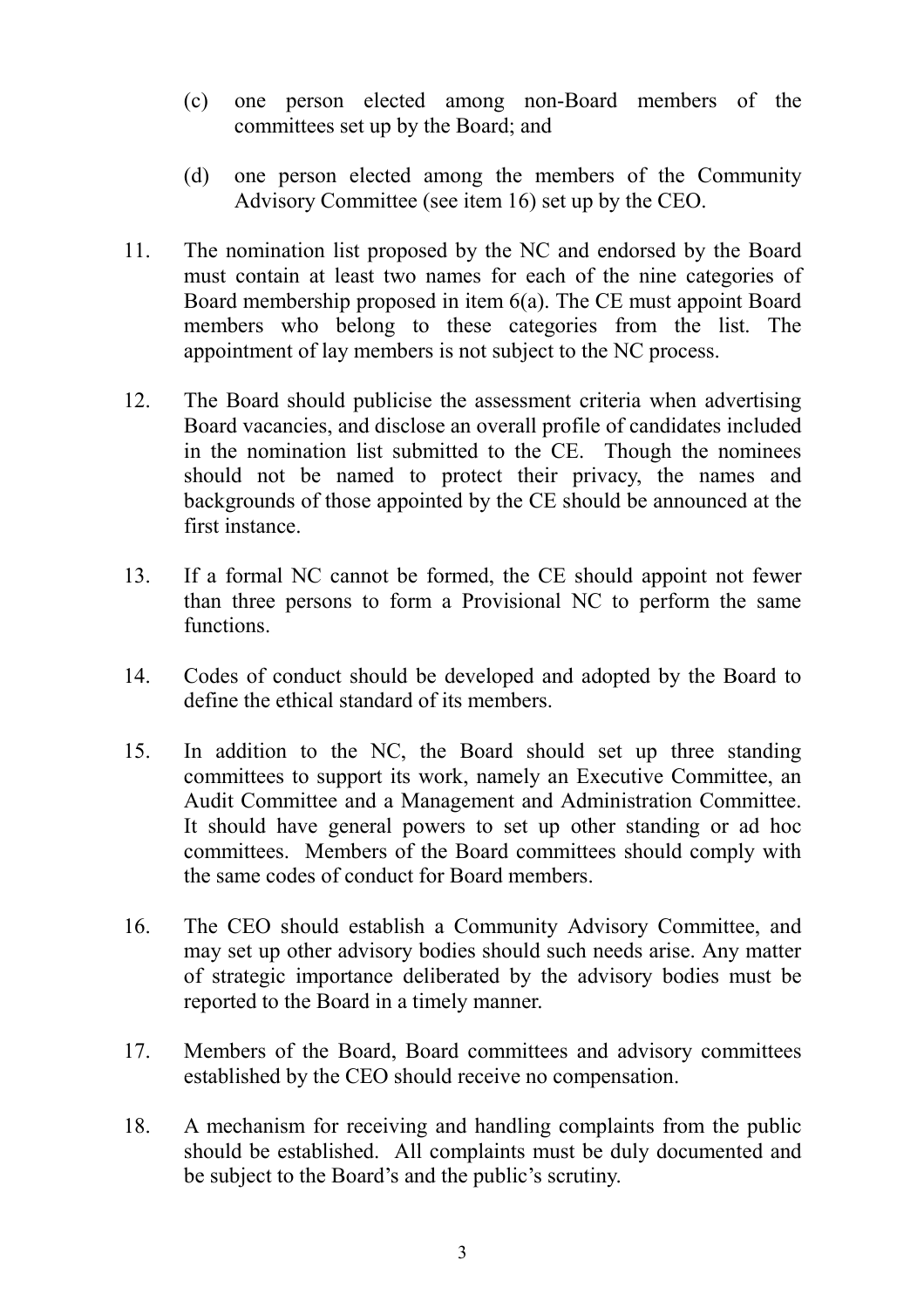(c) one person elected among non-Board members of the committees set up by the Board; and

(d) one person elected among the members of the Community Advisory Committee (see item 16) set up by the CEO.

11. The nomination list proposed by the NC and endorsed by the Board must contain at least two names for each of the nine categories of Board membership proposed in item 6(a). The CE must appoint Board members who belong to these categories from the list. The appointment of lay members is not subject to the NC process.

12. The Board should publicise the assessment criteria when advertising Board vacancies, and disclose an overall profile of candidates included in the nomination list submitted to the CE. Though the nominees should not be named to protect their privacy, the names and backgrounds of those appointed by the CE should be announced at the first instance.

13. If a formal NC cannot be formed, the CE should appoint not fewer than three persons to form a Provisional NC to perform the same functions.

14. Codes of conduct should be developed and adopted by the Board to define the ethical standard of its members.

15. In addition to the NC, the Board should set up three standing committees to support its work, namely an Executive Committee, an Audit Committee and a Management and Administration Committee. It should have general powers to set up other standing or ad hoc committees. Members of the Board committees should comply with the same codes of conduct for Board members.

16. The CEO should establish a Community Advisory Committee, and may set up other advisory bodies should such needs arise. Any matter of strategic importance deliberated by the advisory bodies must be reported to the Board in a timely manner.

17. Members of the Board, Board committees and advisory committees established by the CEO should receive no compensation.

18. A mechanism for receiving and handling complaints from the public should be established. All complaints must be duly documented and be subject to the Board's and the public's scrutiny.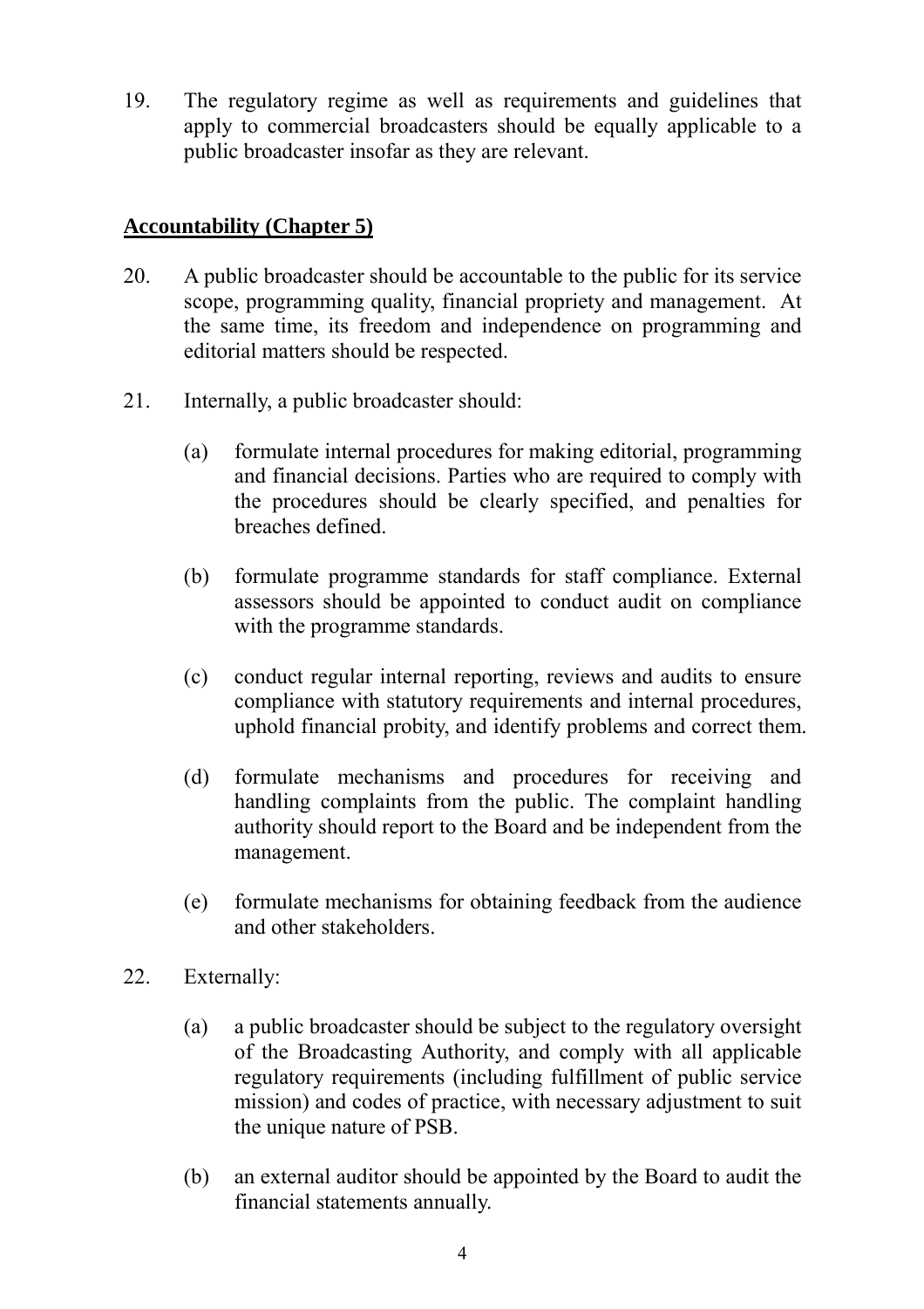19. The regulatory regime as well as requirements and guidelines that apply to commercial broadcasters should be equally applicable to a public broadcaster insofar as they are relevant.

## **Accountability (Chapter 5)**

20. A public broadcaster should be accountable to the public for its service scope, programming quality, financial propriety and management. At the same time, its freedom and independence on programming and editorial matters should be respected.

21. Internally, a public broadcaster should:

    (a) formulate internal procedures for making editorial, programming and financial decisions. Parties who are required to comply with the procedures should be clearly specified, and penalties for breaches defined.

    (b) formulate programme standards for staff compliance. External assessors should be appointed to conduct audit on compliance with the programme standards.

    (c) conduct regular internal reporting, reviews and audits to ensure compliance with statutory requirements and internal procedures, uphold financial probity, and identify problems and correct them.

    (d) formulate mechanisms and procedures for receiving and handling complaints from the public. The complaint handling authority should report to the Board and be independent from the management.

    (e) formulate mechanisms for obtaining feedback from the audience and other stakeholders.

22. Externally:

    (a) a public broadcaster should be subject to the regulatory oversight of the Broadcasting Authority, and comply with all applicable regulatory requirements (including fulfillment of public service mission) and codes of practice, with necessary adjustment to suit the unique nature of PSB.

    (b) an external auditor should be appointed by the Board to audit the financial statements annually.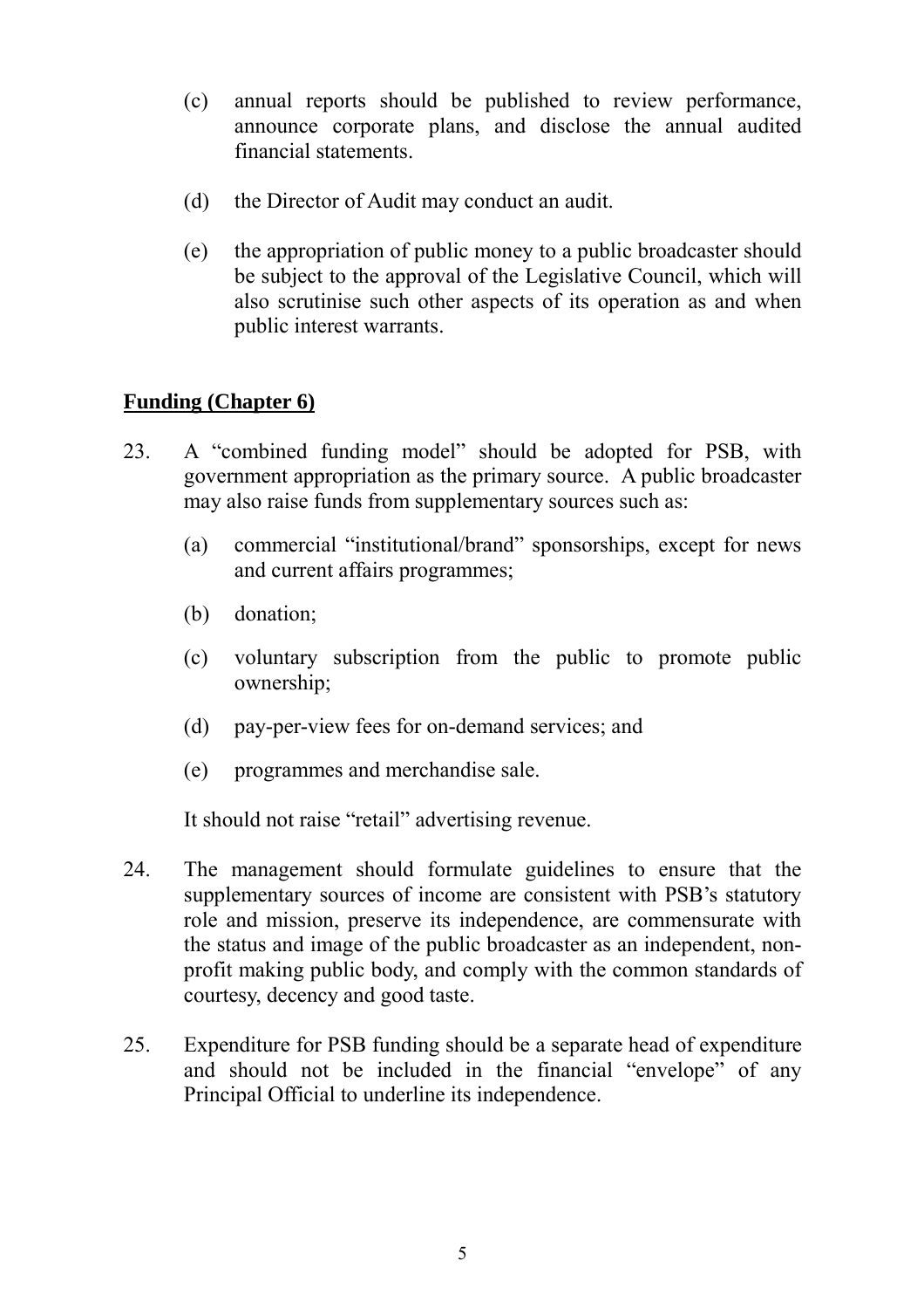(c) annual reports should be published to review performance, announce corporate plans, and disclose the annual audited financial statements.

(d) the Director of Audit may conduct an audit.

(e) the appropriation of public money to a public broadcaster should be subject to the approval of the Legislative Council, which will also scrutinise such other aspects of its operation as and when public interest warrants.

## Funding (Chapter 6)

23. A "combined funding model" should be adopted for PSB, with government appropriation as the primary source. A public broadcaster may also raise funds from supplementary sources such as:

    (a) commercial "institutional/brand" sponsorships, except for news and current affairs programmes;

    (b) donation;

    (c) voluntary subscription from the public to promote public ownership;

    (d) pay-per-view fees for on-demand services; and

    (e) programmes and merchandise sale.

    It should not raise "retail" advertising revenue.

24. The management should formulate guidelines to ensure that the supplementary sources of income are consistent with PSB's statutory role and mission, preserve its independence, are commensurate with the status and image of the public broadcaster as an independent, non-profit making public body, and comply with the common standards of courtesy, decency and good taste.

25. Expenditure for PSB funding should be a separate head of expenditure and should not be included in the financial "envelope" of any Principal Official to underline its independence.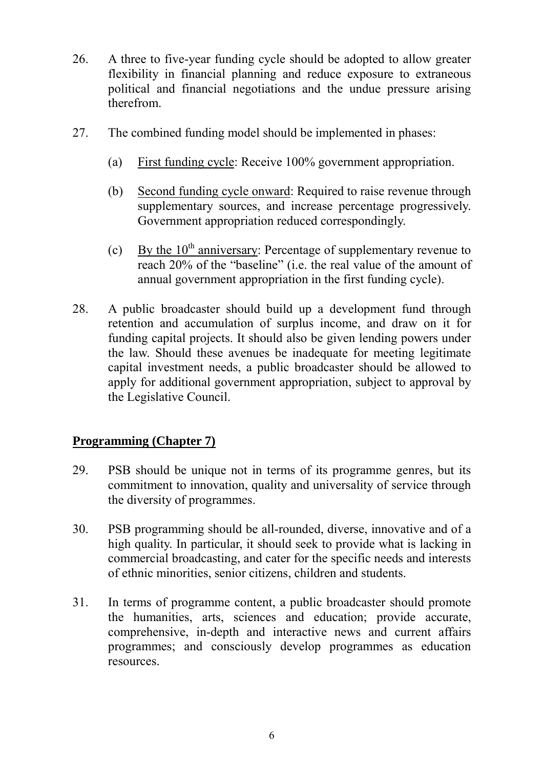26. A three to five-year funding cycle should be adopted to allow greater flexibility in financial planning and reduce exposure to extraneous political and financial negotiations and the undue pressure arising therefrom.

27. The combined funding model should be implemented in phases:

    (a) First funding cycle: Receive 100% government appropriation.

    (b) Second funding cycle onward: Required to raise revenue through supplementary sources, and increase percentage progressively. Government appropriation reduced correspondingly.

    (c) By the 10th anniversary: Percentage of supplementary revenue to reach 20% of the "baseline" (i.e. the real value of the amount of annual government appropriation in the first funding cycle).

28. A public broadcaster should build up a development fund through retention and accumulation of surplus income, and draw on it for funding capital projects. It should also be given lending powers under the law. Should these avenues be inadequate for meeting legitimate capital investment needs, a public broadcaster should be allowed to apply for additional government appropriation, subject to approval by the Legislative Council.

## Programming (Chapter 7)

29. PSB should be unique not in terms of its programme genres, but its commitment to innovation, quality and universality of service through the diversity of programmes.

30. PSB programming should be all-rounded, diverse, innovative and of a high quality. In particular, it should seek to provide what is lacking in commercial broadcasting, and cater for the specific needs and interests of ethnic minorities, senior citizens, children and students.

31. In terms of programme content, a public broadcaster should promote the humanities, arts, sciences and education; provide accurate, comprehensive, in-depth and interactive news and current affairs programmes; and consciously develop programmes as education resources.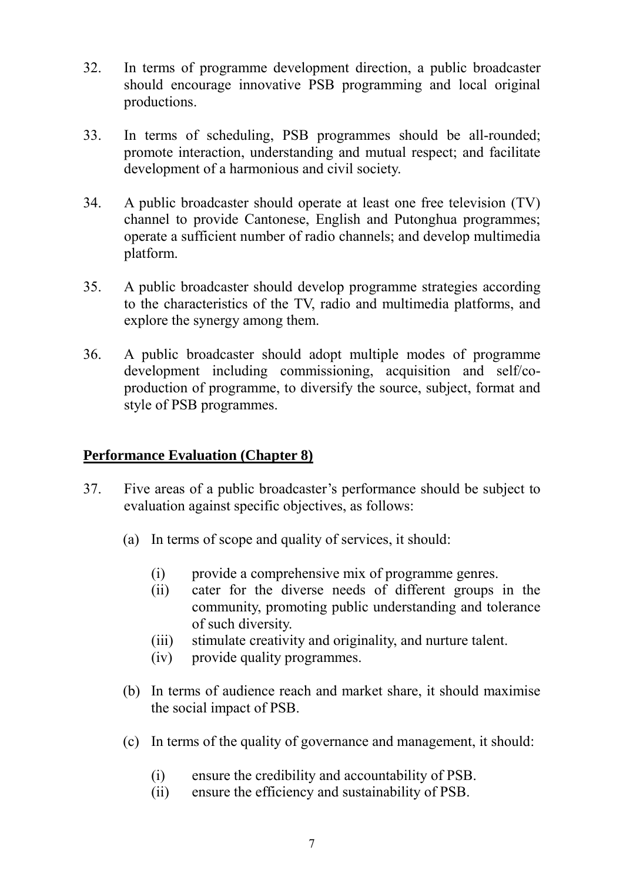32. In terms of programme development direction, a public broadcaster should encourage innovative PSB programming and local original productions.

33. In terms of scheduling, PSB programmes should be all-rounded; promote interaction, understanding and mutual respect; and facilitate development of a harmonious and civil society.

34. A public broadcaster should operate at least one free television (TV) channel to provide Cantonese, English and Putonghua programmes; operate a sufficient number of radio channels; and develop multimedia platform.

35. A public broadcaster should develop programme strategies according to the characteristics of the TV, radio and multimedia platforms, and explore the synergy among them.

36. A public broadcaster should adopt multiple modes of programme development including commissioning, acquisition and self/co-production of programme, to diversify the source, subject, format and style of PSB programmes.

**Performance Evaluation (Chapter 8)**

37. Five areas of a public broadcaster's performance should be subject to evaluation against specific objectives, as follows:

    (a) In terms of scope and quality of services, it should:

        (i) provide a comprehensive mix of programme genres.
        (ii) cater for the diverse needs of different groups in the community, promoting public understanding and tolerance of such diversity.
        (iii) stimulate creativity and originality, and nurture talent.
        (iv) provide quality programmes.

    (b) In terms of audience reach and market share, it should maximise the social impact of PSB.

    (c) In terms of the quality of governance and management, it should:

        (i) ensure the credibility and accountability of PSB.
        (ii) ensure the efficiency and sustainability of PSB.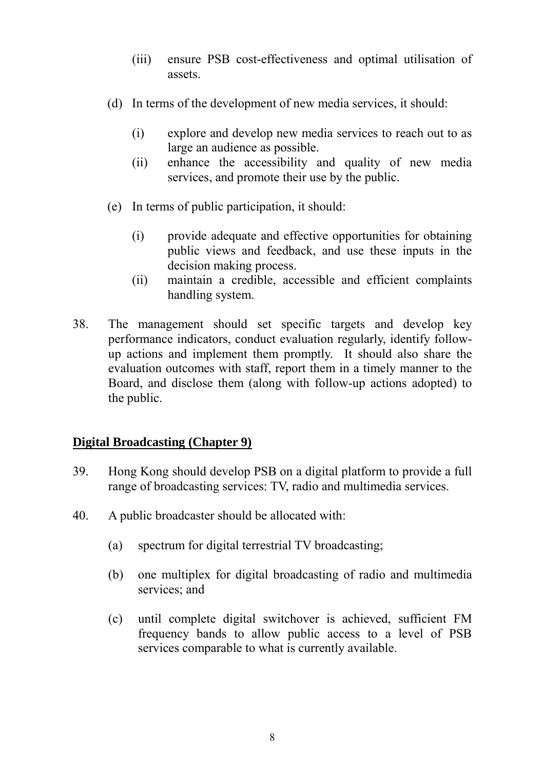(iii) ensure PSB cost-effectiveness and optimal utilisation of assets.

(d) In terms of the development of new media services, it should:

(i) explore and develop new media services to reach out to as large an audience as possible.
(ii) enhance the accessibility and quality of new media services, and promote their use by the public.

(e) In terms of public participation, it should:

(i) provide adequate and effective opportunities for obtaining public views and feedback, and use these inputs in the decision making process.
(ii) maintain a credible, accessible and efficient complaints handling system.

38. The management should set specific targets and develop key performance indicators, conduct evaluation regularly, identify follow-up actions and implement them promptly. It should also share the evaluation outcomes with staff, report them in a timely manner to the Board, and disclose them (along with follow-up actions adopted) to the public.

## Digital Broadcasting (Chapter 9)

39. Hong Kong should develop PSB on a digital platform to provide a full range of broadcasting services: TV, radio and multimedia services.

40. A public broadcaster should be allocated with:

(a) spectrum for digital terrestrial TV broadcasting;

(b) one multiplex for digital broadcasting of radio and multimedia services; and

(c) until complete digital switchover is achieved, sufficient FM frequency bands to allow public access to a level of PSB services comparable to what is currently available.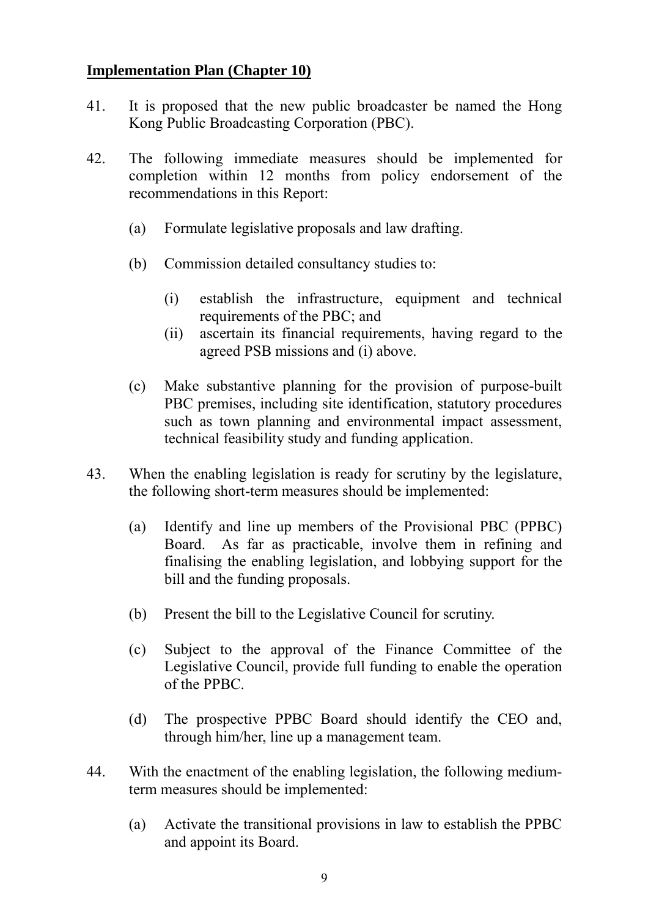**Implementation Plan (Chapter 10)**

41. It is proposed that the new public broadcaster be named the Hong Kong Public Broadcasting Corporation (PBC).

42. The following immediate measures should be implemented for completion within 12 months from policy endorsement of the recommendations in this Report:

    (a) Formulate legislative proposals and law drafting.

    (b) Commission detailed consultancy studies to:

        (i) establish the infrastructure, equipment and technical requirements of the PBC; and
        (ii) ascertain its financial requirements, having regard to the agreed PSB missions and (i) above.

    (c) Make substantive planning for the provision of purpose-built PBC premises, including site identification, statutory procedures such as town planning and environmental impact assessment, technical feasibility study and funding application.

43. When the enabling legislation is ready for scrutiny by the legislature, the following short-term measures should be implemented:

    (a) Identify and line up members of the Provisional PBC (PPBC) Board. As far as practicable, involve them in refining and finalising the enabling legislation, and lobbying support for the bill and the funding proposals.

    (b) Present the bill to the Legislative Council for scrutiny.

    (c) Subject to the approval of the Finance Committee of the Legislative Council, provide full funding to enable the operation of the PPBC.

    (d) The prospective PPBC Board should identify the CEO and, through him/her, line up a management team.

44. With the enactment of the enabling legislation, the following medium-term measures should be implemented:

    (a) Activate the transitional provisions in law to establish the PPBC and appoint its Board.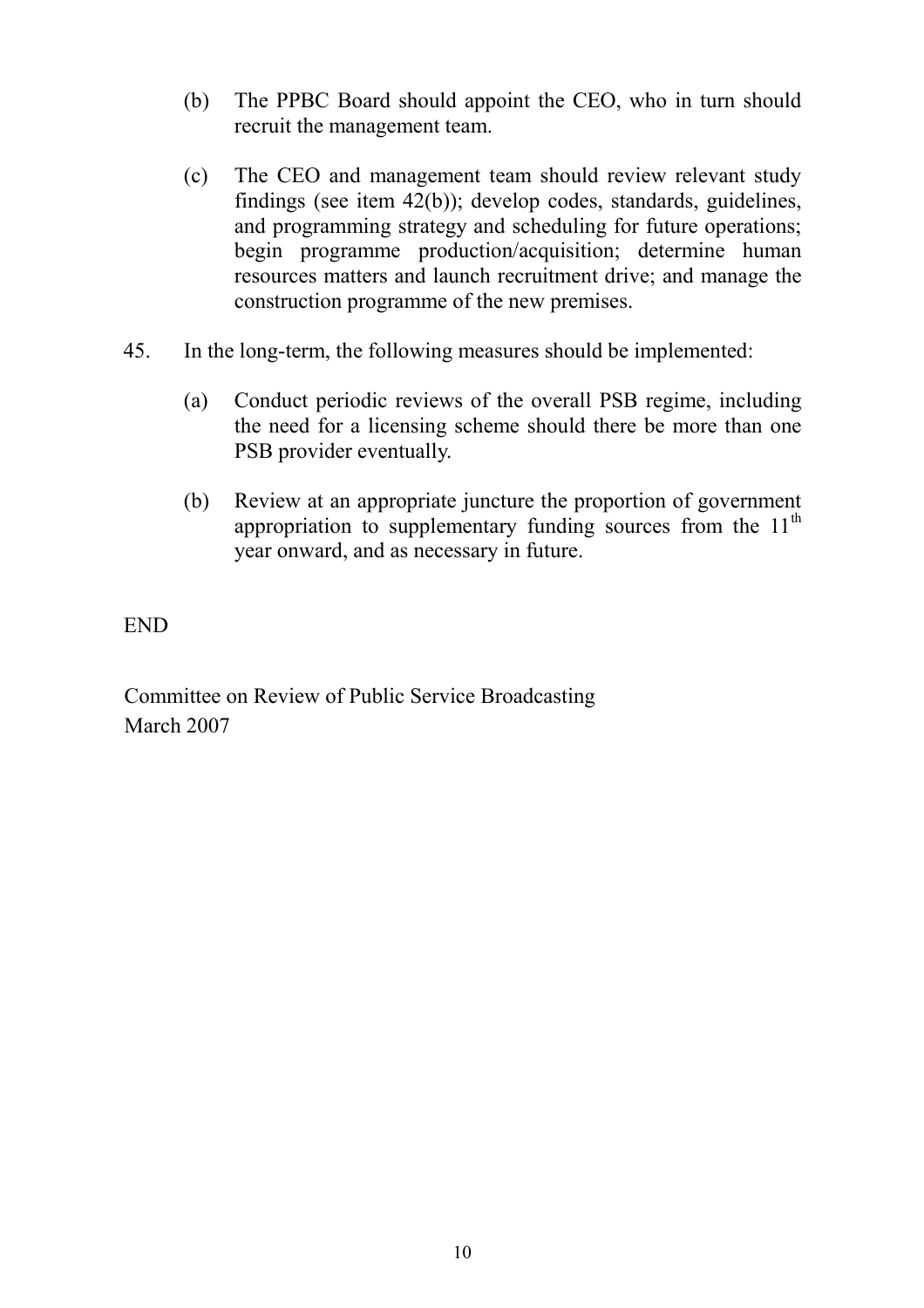(b) The PPBC Board should appoint the CEO, who in turn should recruit the management team.

(c) The CEO and management team should review relevant study findings (see item 42(b)); develop codes, standards, guidelines, and programming strategy and scheduling for future operations; begin programme production/acquisition; determine human resources matters and launch recruitment drive; and manage the construction programme of the new premises.

45. In the long-term, the following measures should be implemented:

(a) Conduct periodic reviews of the overall PSB regime, including the need for a licensing scheme should there be more than one PSB provider eventually.

(b) Review at an appropriate juncture the proportion of government appropriation to supplementary funding sources from the $11^{th}$ year onward, and as necessary in future.

END

Committee on Review of Public Service Broadcasting
March 2007